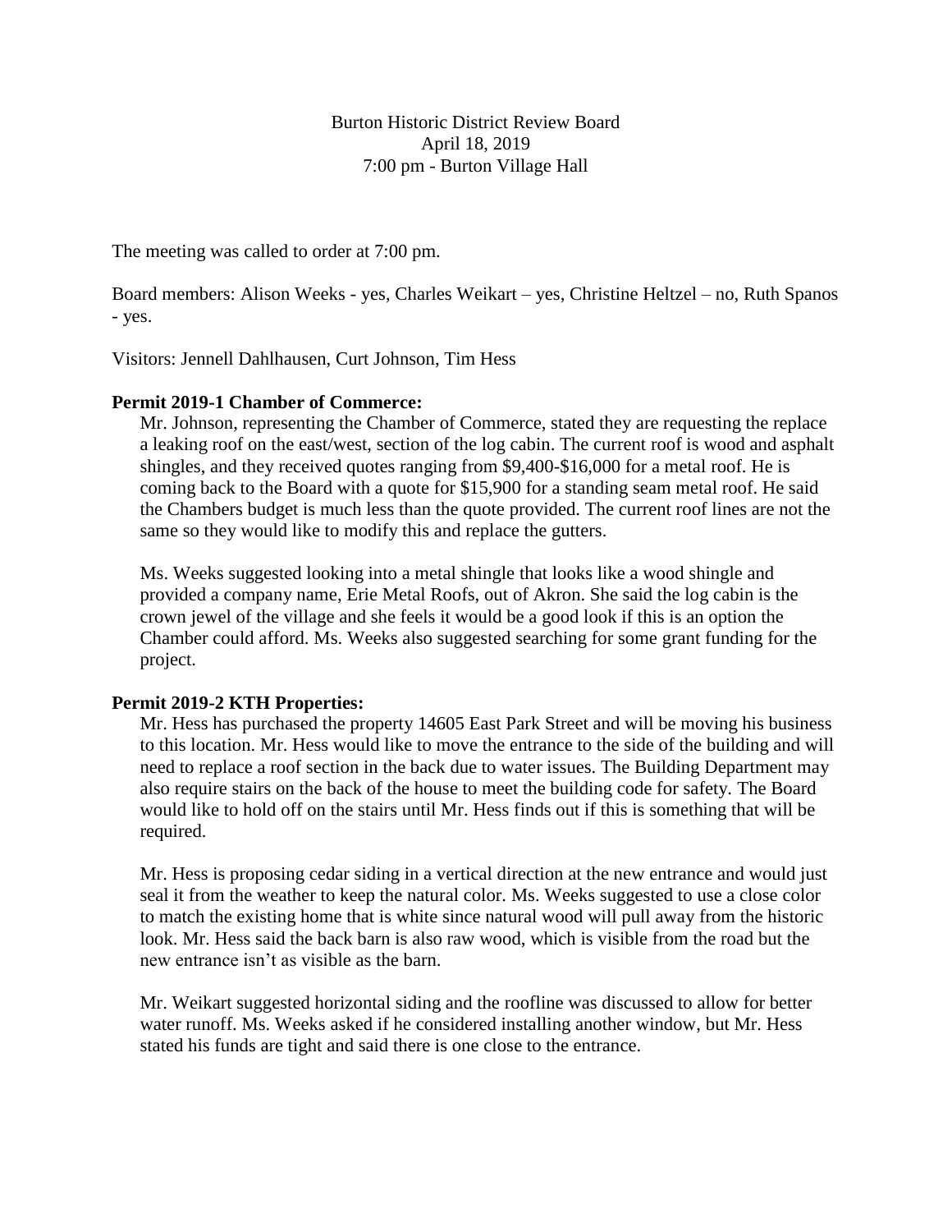Burton Historic District Review Board
April 18, 2019
7:00 pm - Burton Village Hall

The meeting was called to order at 7:00 pm.

Board members: Alison Weeks - yes, Charles Weikart – yes, Christine Heltzel – no, Ruth Spanos - yes.

Visitors: Jennell Dahlhausen, Curt Johnson, Tim Hess

**Permit 2019-1 Chamber of Commerce:**

Mr. Johnson, representing the Chamber of Commerce, stated they are requesting the replace a leaking roof on the east/west, section of the log cabin. The current roof is wood and asphalt shingles, and they received quotes ranging from $9,400-$16,000 for a metal roof. He is coming back to the Board with a quote for $15,900 for a standing seam metal roof. He said the Chambers budget is much less than the quote provided. The current roof lines are not the same so they would like to modify this and replace the gutters.

Ms. Weeks suggested looking into a metal shingle that looks like a wood shingle and provided a company name, Erie Metal Roofs, out of Akron. She said the log cabin is the crown jewel of the village and she feels it would be a good look if this is an option the Chamber could afford. Ms. Weeks also suggested searching for some grant funding for the project.

**Permit 2019-2 KTH Properties:**

Mr. Hess has purchased the property 14605 East Park Street and will be moving his business to this location. Mr. Hess would like to move the entrance to the side of the building and will need to replace a roof section in the back due to water issues. The Building Department may also require stairs on the back of the house to meet the building code for safety. The Board would like to hold off on the stairs until Mr. Hess finds out if this is something that will be required.

Mr. Hess is proposing cedar siding in a vertical direction at the new entrance and would just seal it from the weather to keep the natural color. Ms. Weeks suggested to use a close color to match the existing home that is white since natural wood will pull away from the historic look. Mr. Hess said the back barn is also raw wood, which is visible from the road but the new entrance isn't as visible as the barn.

Mr. Weikart suggested horizontal siding and the roofline was discussed to allow for better water runoff. Ms. Weeks asked if he considered installing another window, but Mr. Hess stated his funds are tight and said there is one close to the entrance.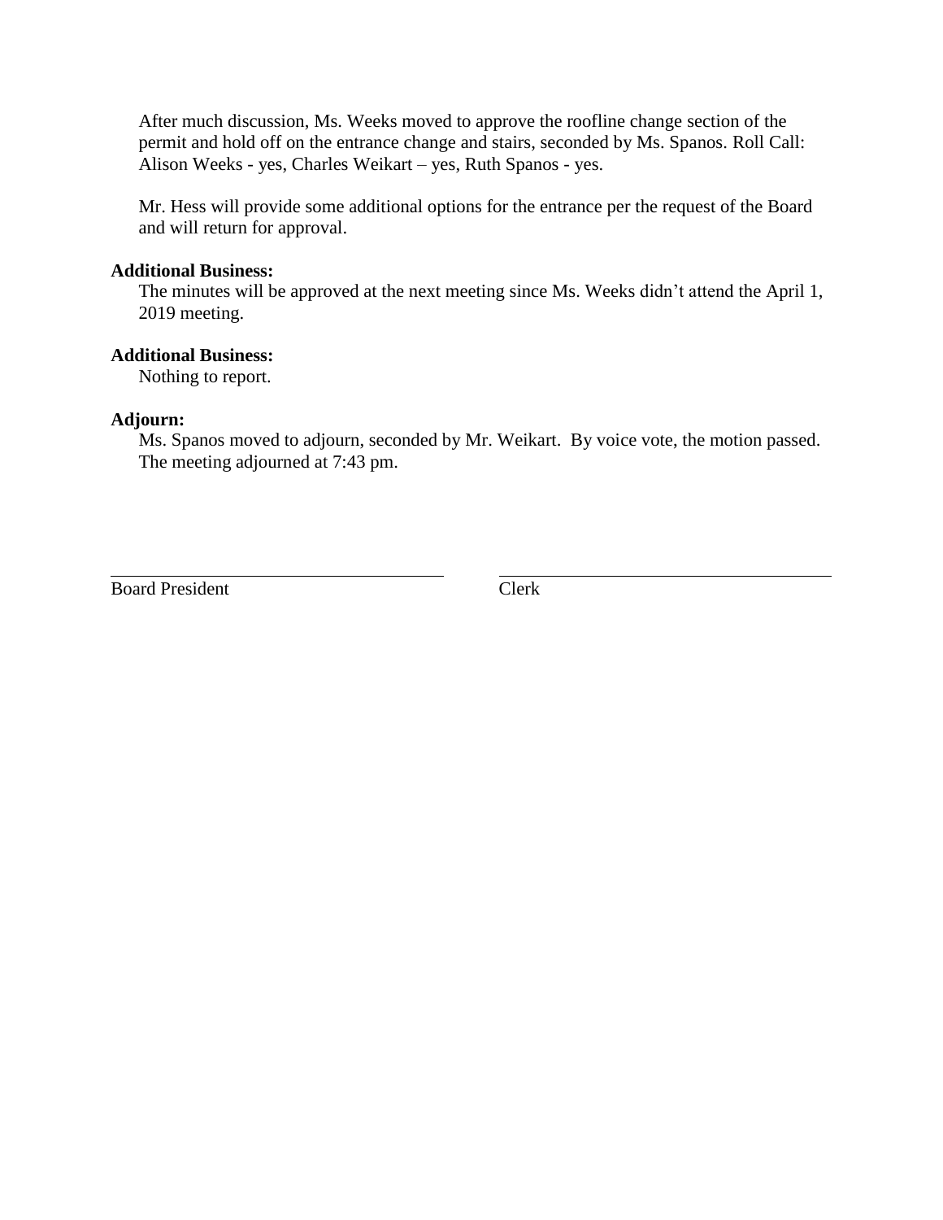After much discussion, Ms. Weeks moved to approve the roofline change section of the permit and hold off on the entrance change and stairs, seconded by Ms. Spanos. Roll Call: Alison Weeks - yes, Charles Weikart – yes, Ruth Spanos - yes.

Mr. Hess will provide some additional options for the entrance per the request of the Board and will return for approval.

**Additional Business:**

The minutes will be approved at the next meeting since Ms. Weeks didn't attend the April 1, 2019 meeting.

**Additional Business:**

Nothing to report.

**Adjourn:**

Ms. Spanos moved to adjourn, seconded by Mr. Weikart. By voice vote, the motion passed. The meeting adjourned at 7:43 pm.

\_\_\_\_\_\_\_\_\_\_\_\_\_\_\_\_\_\_\_\_\_\_\_\_\_\_\_\_\_\_\_\_\_\_\_\_ Board President

\_\_\_\_\_\_\_\_\_\_\_\_\_\_\_\_\_\_\_\_\_\_\_\_\_\_\_\_\_\_\_\_\_\_\_\_ Clerk